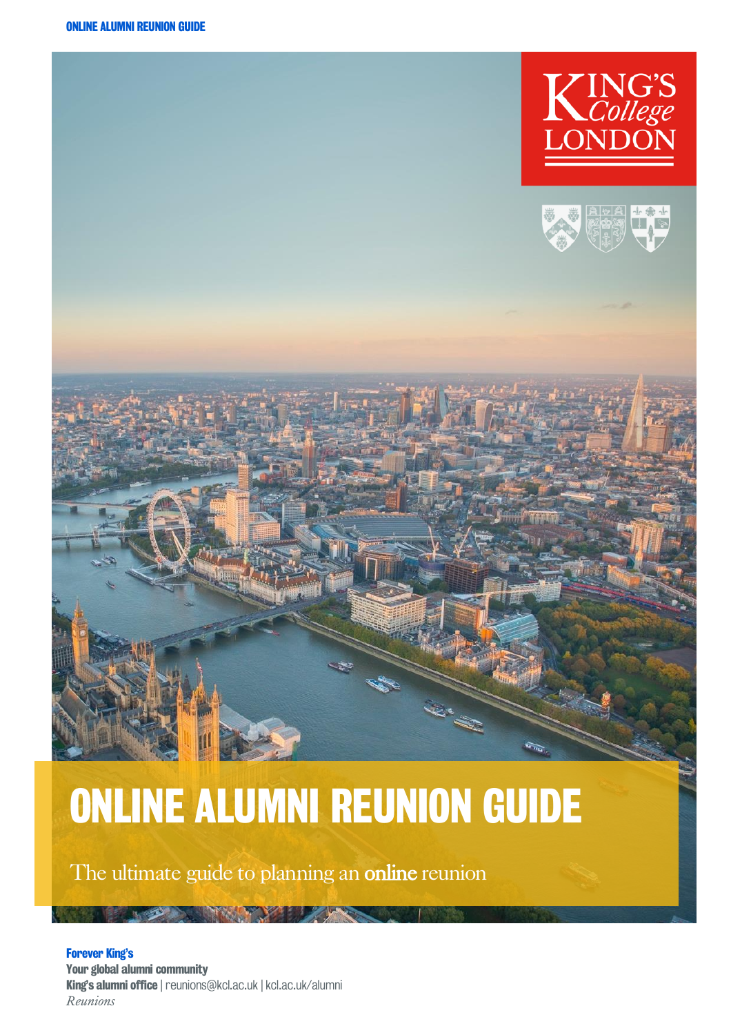King's College London

# ONLINE ALUMNI REUNION GUIDE

The ultimate guide to planning an **online** reunion

**Forever King's**
**Your global alumni community**
**King's alumni office** | reunions@kcl.ac.uk | kcl.ac.uk/alumni
*Reunions*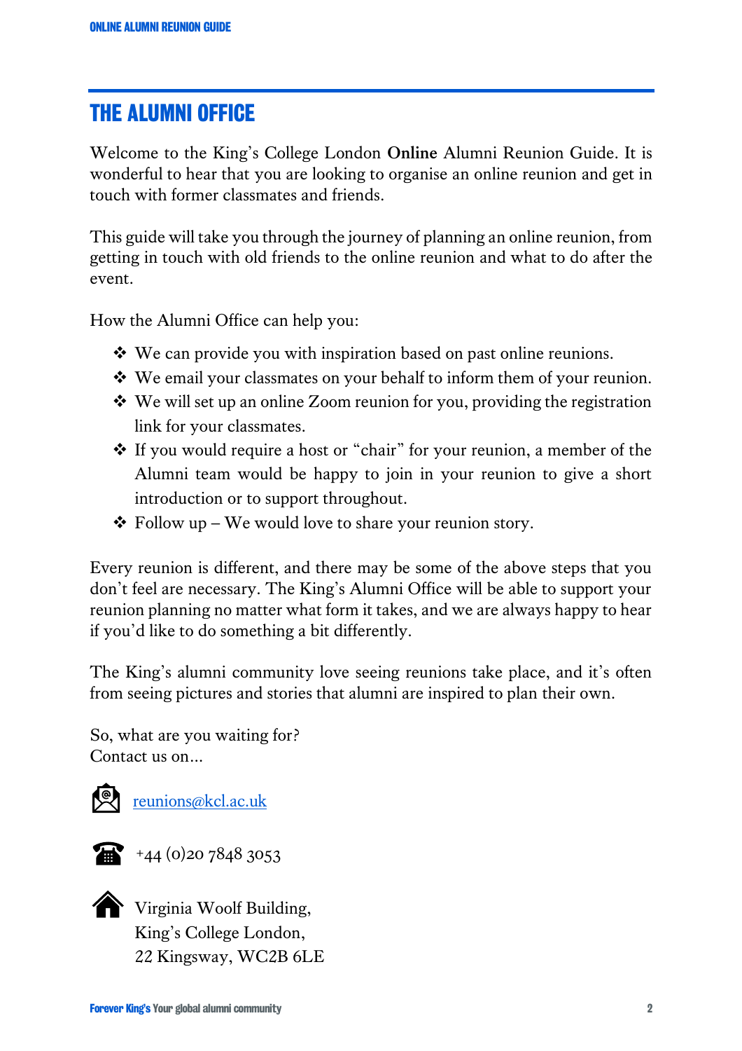## THE ALUMNI OFFICE

Welcome to the King's College London **Online** Alumni Reunion Guide. It is wonderful to hear that you are looking to organise an online reunion and get in touch with former classmates and friends.

This guide will take you through the journey of planning an online reunion, from getting in touch with old friends to the online reunion and what to do after the event.

How the Alumni Office can help you:

- We can provide you with inspiration based on past online reunions.
- We email your classmates on your behalf to inform them of your reunion.
- We will set up an online Zoom reunion for you, providing the registration link for your classmates.
- If you would require a host or "chair" for your reunion, a member of the Alumni team would be happy to join in your reunion to give a short introduction or to support throughout.
- Follow up – We would love to share your reunion story.

Every reunion is different, and there may be some of the above steps that you don't feel are necessary. The King's Alumni Office will be able to support your reunion planning no matter what form it takes, and we are always happy to hear if you'd like to do something a bit differently.

The King's alumni community love seeing reunions take place, and it's often from seeing pictures and stories that alumni are inspired to plan their own.

So, what are you waiting for?
Contact us on...

reunions@kcl.ac.uk

+44 (0)20 7848 3053

Virginia Woolf Building,
King's College London,
22 Kingsway, WC2B 6LE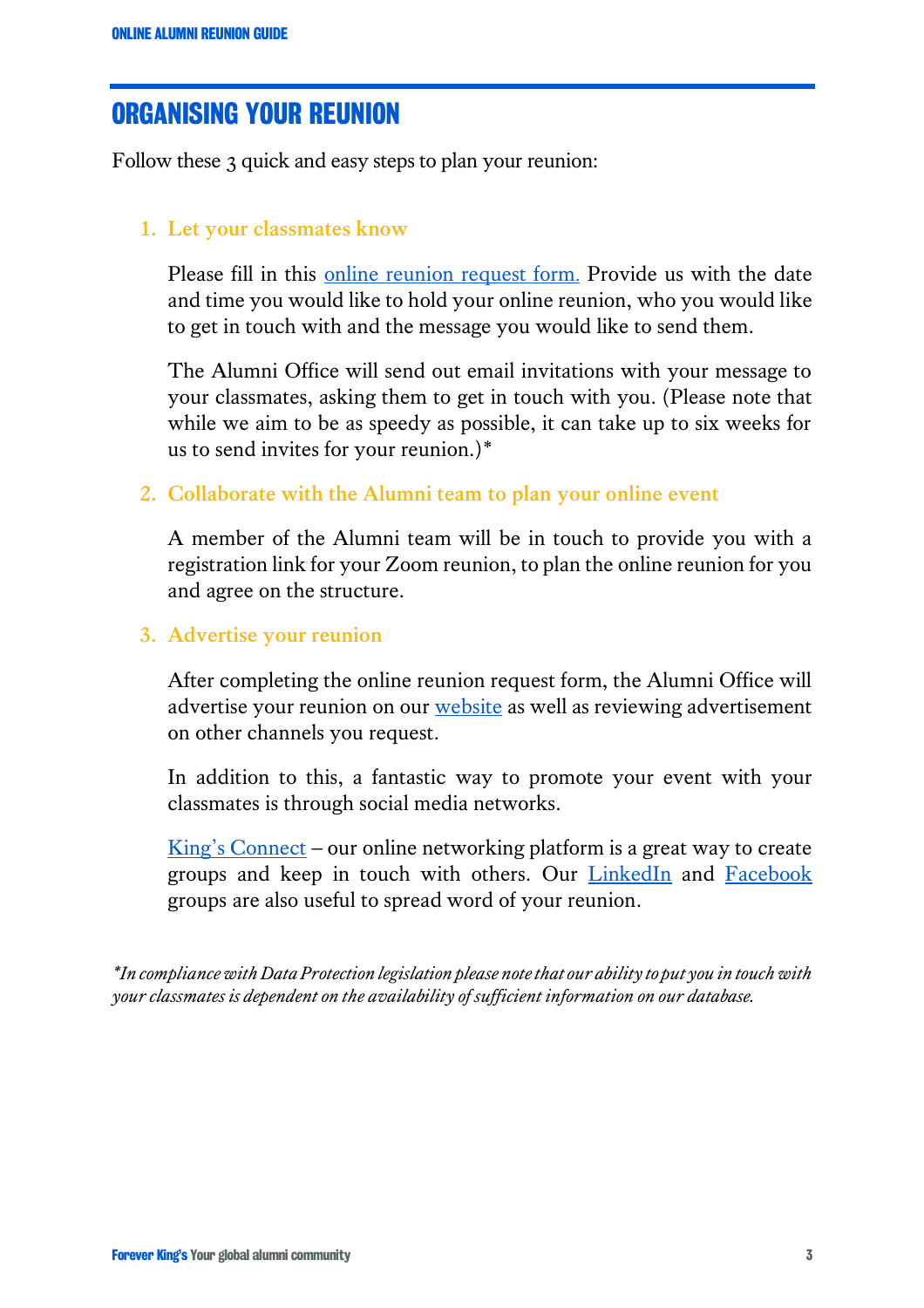## ORGANISING YOUR REUNION

Follow these 3 quick and easy steps to plan your reunion:

1. **Let your classmates know**

   Please fill in this online reunion request form. Provide us with the date and time you would like to hold your online reunion, who you would like to get in touch with and the message you would like to send them.

   The Alumni Office will send out email invitations with your message to your classmates, asking them to get in touch with you. (Please note that while we aim to be as speedy as possible, it can take up to six weeks for us to send invites for your reunion.)*

2. **Collaborate with the Alumni team to plan your online event**

   A member of the Alumni team will be in touch to provide you with a registration link for your Zoom reunion, to plan the online reunion for you and agree on the structure.

3. **Advertise your reunion**

   After completing the online reunion request form, the Alumni Office will advertise your reunion on our website as well as reviewing advertisement on other channels you request.

   In addition to this, a fantastic way to promote your event with your classmates is through social media networks.

   King's Connect – our online networking platform is a great way to create groups and keep in touch with others. Our LinkedIn and Facebook groups are also useful to spread word of your reunion.

*\*In compliance with Data Protection legislation please note that our ability to put you in touch with your classmates is dependent on the availability of sufficient information on our database.*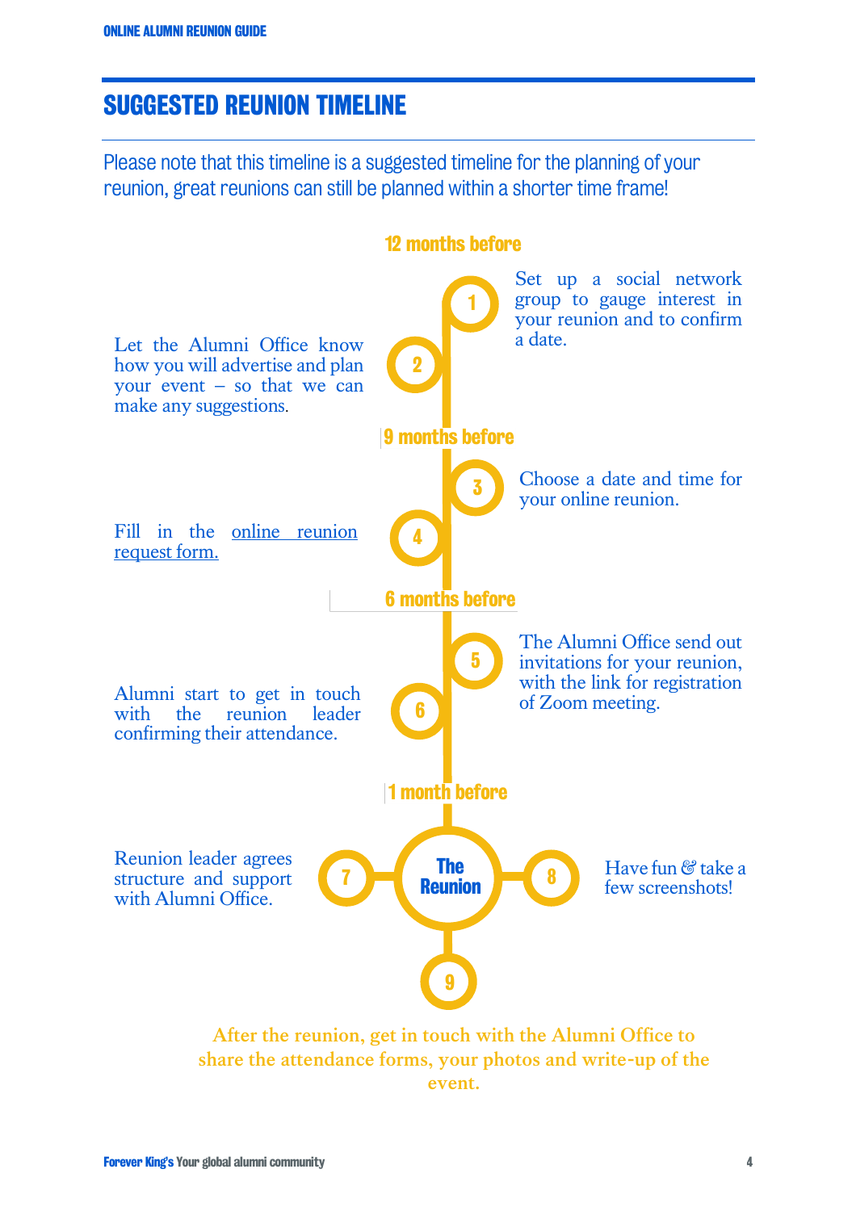## SUGGESTED REUNION TIMELINE

Please note that this timeline is a suggested timeline for the planning of your reunion, great reunions can still be planned within a shorter time frame!

**12 months before**

1. Set up a social network group to gauge interest in your reunion and to confirm a date.
2. Let the Alumni Office know how you will advertise and plan your event – so that we can make any suggestions.

**9 months before**

3. Choose a date and time for your online reunion.
4. Fill in the online reunion request form.

**6 months before**

5. The Alumni Office send out invitations for your reunion, with the link for registration of Zoom meeting.
6. Alumni start to get in touch with the reunion leader confirming their attendance.

**1 month before**

7. Reunion leader agrees structure and support with Alumni Office.

**The Reunion**

8. Have fun & take a few screenshots!
9. After the reunion, get in touch with the Alumni Office to share the attendance forms, your photos and write-up of the event.